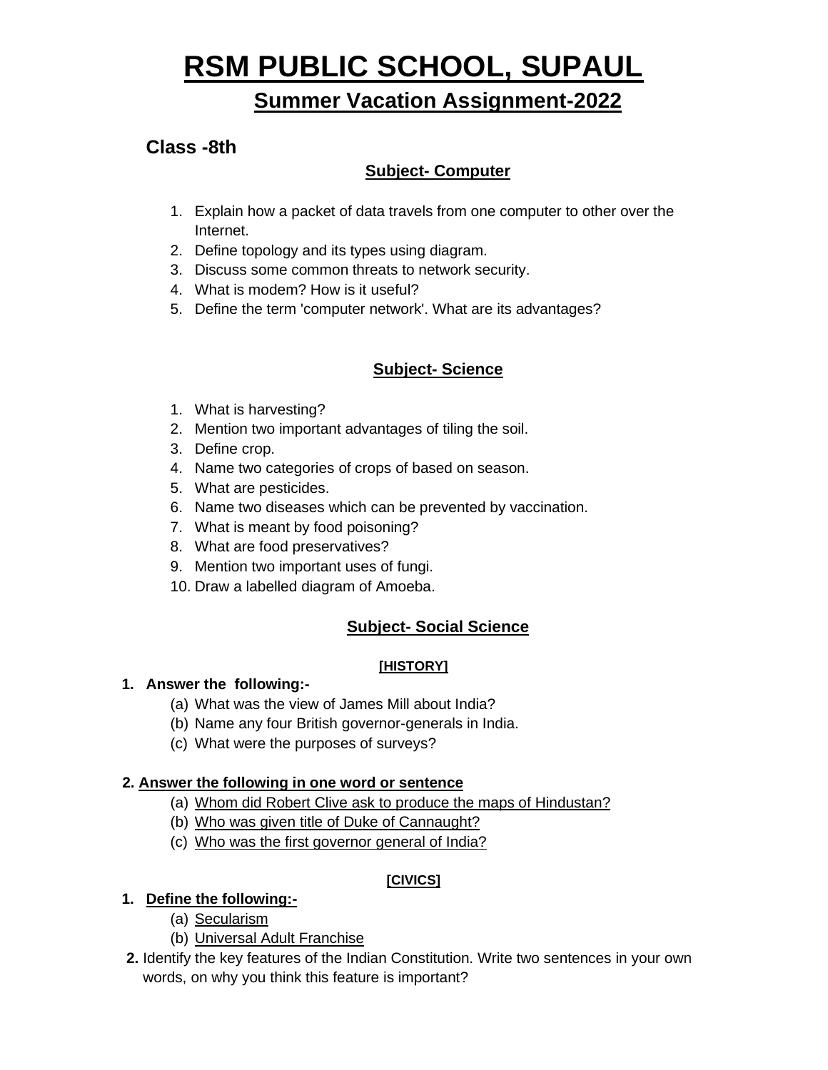# RSM PUBLIC SCHOOL, SUPAUL

## Summer Vacation Assignment-2022

### Class -8th

#### Subject- Computer

1. Explain how a packet of data travels from one computer to other over the Internet.
2. Define topology and its types using diagram.
3. Discuss some common threats to network security.
4. What is modem? How is it useful?
5. Define the term 'computer network'. What are its advantages?

#### Subject- Science

1. What is harvesting?
2. Mention two important advantages of tiling the soil.
3. Define crop.
4. Name two categories of crops of based on season.
5. What are pesticides.
6. Name two diseases which can be prevented by vaccination.
7. What is meant by food poisoning?
8. What are food preservatives?
9. Mention two important uses of fungi.
10. Draw a labelled diagram of Amoeba.

#### Subject- Social Science

**[HISTORY]**

**1. Answer the following:-**

(a) What was the view of James Mill about India?
(b) Name any four British governor-generals in India.
(c) What were the purposes of surveys?

**2. Answer the following in one word or sentence**

(a) Whom did Robert Clive ask to produce the maps of Hindustan?
(b) Who was given title of Duke of Cannaught?
(c) Who was the first governor general of India?

**[CIVICS]**

**1. Define the following:-**

(a) Secularism
(b) Universal Adult Franchise

**2.** Identify the key features of the Indian Constitution. Write two sentences in your own words, on why you think this feature is important?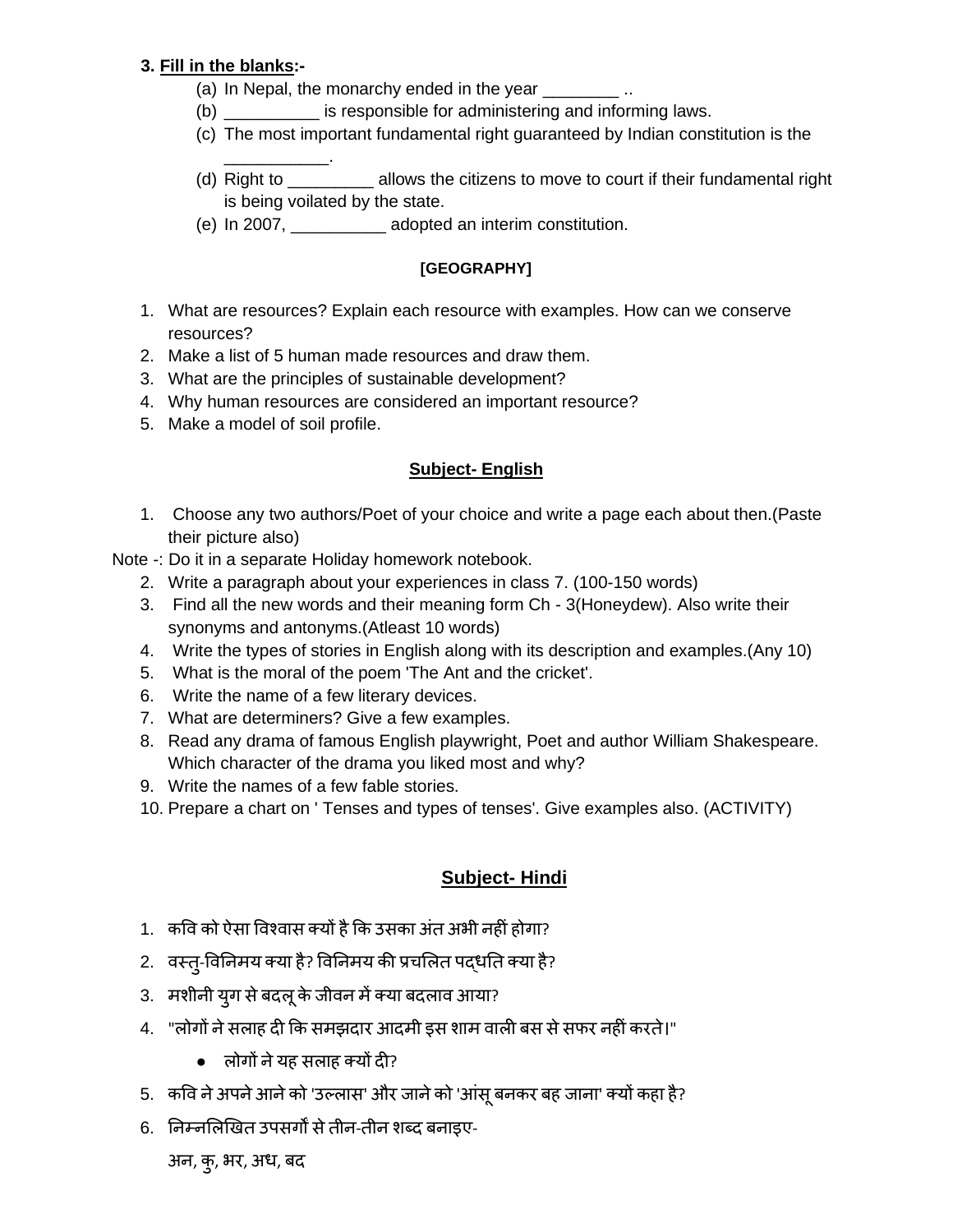3. **Fill in the blanks:-**
   (a) In Nepal, the monarchy ended in the year ________ ..
   (b) __________ is responsible for administering and informing laws.
   (c) The most important fundamental right guaranteed by Indian constitution is the ___________.
   (d) Right to _________ allows the citizens to move to court if their fundamental right is being voilated by the state.
   (e) In 2007, __________ adopted an interim constitution.

**[GEOGRAPHY]**

1. What are resources? Explain each resource with examples. How can we conserve resources?
2. Make a list of 5 human made resources and draw them.
3. What are the principles of sustainable development?
4. Why human resources are considered an important resource?
5. Make a model of soil profile.

## Subject- English

1. Choose any two authors/Poet of your choice and write a page each about then.(Paste their picture also)

Note -: Do it in a separate Holiday homework notebook.

2. Write a paragraph about your experiences in class 7. (100-150 words)
3. Find all the new words and their meaning form Ch - 3(Honeydew). Also write their synonyms and antonyms.(Atleast 10 words)
4. Write the types of stories in English along with its description and examples.(Any 10)
5. What is the moral of the poem 'The Ant and the cricket'.
6. Write the name of a few literary devices.
7. What are determiners? Give a few examples.
8. Read any drama of famous English playwright, Poet and author William Shakespeare. Which character of the drama you liked most and why?
9. Write the names of a few fable stories.
10. Prepare a chart on ' Tenses and types of tenses'. Give examples also. (ACTIVITY)

## Subject- Hindi

1. कवि को ऐसा विश्वास क्यों है कि उसका अंत अभी नहीं होगा?
2. वस्तु-विनिमय क्या है? विनिमय की प्रचलित पद्धति क्या है?
3. मशीनी युग से बदलू के जीवन में क्या बदलाव आया?
4. "लोगों ने सलाह दी कि समझदार आदमी इस शाम वाली बस से सफर नहीं करते।"
   - लोगों ने यह सलाह क्यों दी?
5. कवि ने अपने आने को 'उल्लास' और जाने को 'आंसू बनकर बह जाना' क्यों कहा है?
6. निम्नलिखित उपसर्गों से तीन-तीन शब्द बनाइए-

   अन, कु, भर, अध, बद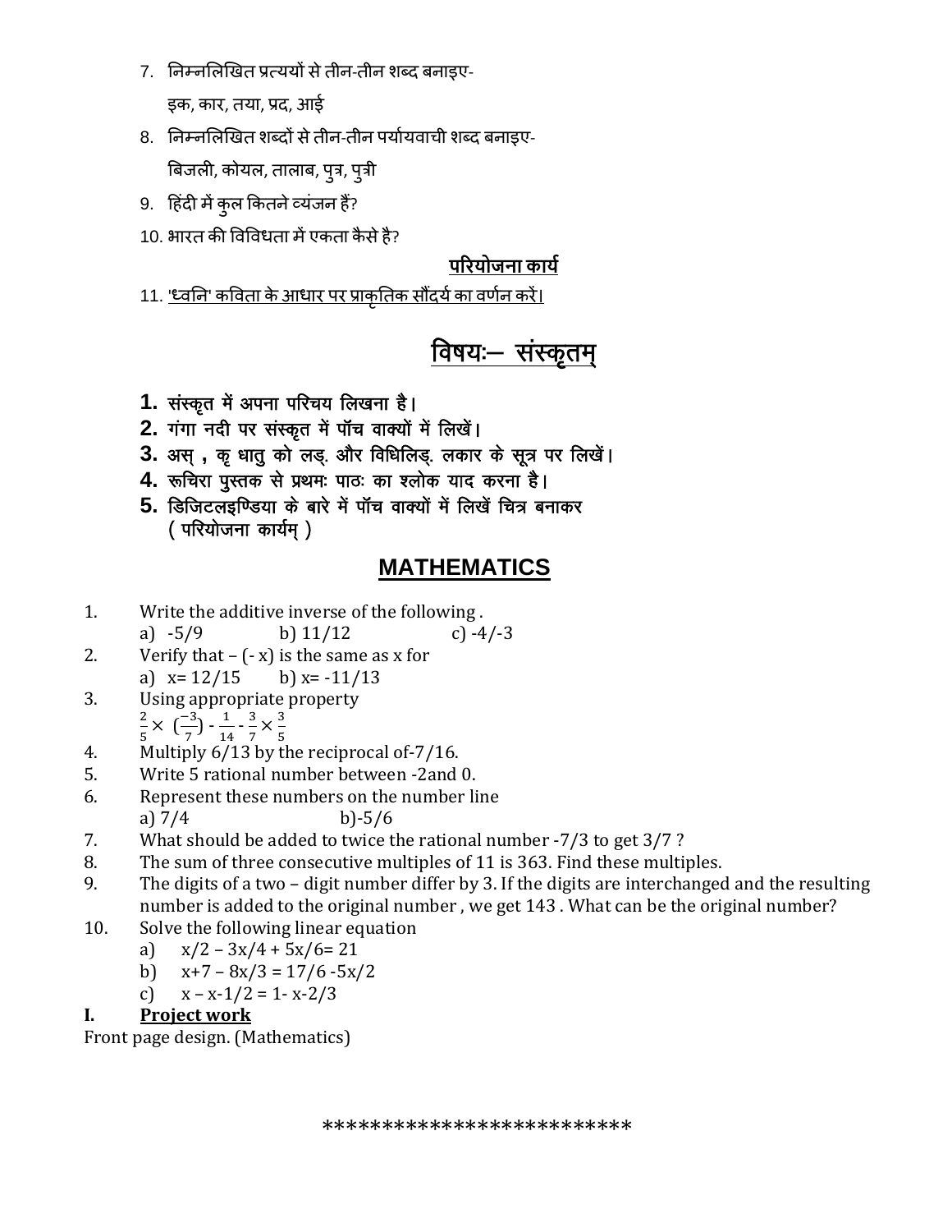7. निम्नलिखित प्रत्ययों से तीन-तीन शब्द बनाइए-

   इक, कार, तया, प्रद, आई

8. निम्नलिखित शब्दों से तीन-तीन पर्यायवाची शब्द बनाइए-

   बिजली, कोयल, तालाब, पुत्र, पुत्री

9. हिंदी में कुल कितने व्यंजन हैं?

10. भारत की विविधता में एकता कैसे है?

**<u>परियोजना कार्य</u>**

11. <u>'ध्वनि' कविता के आधार पर प्राकृतिक सौंदर्य का वर्णन करें।</u>

# <u>विषयः– संस्कृतम्</u>

1. संस्कृत में अपना परिचय लिखना है।
2. गंगा नदी पर संस्कृत में पॉच वाक्यों में लिखें।
3. अस् , कृ धातु को लड्. और विधिलिड्. लकार के सूत्र पर लिखें।
4. रूचिरा पुस्तक से प्रथमः पाठः का श्लोक याद करना है।
5. डिजिटलइण्डिया के बारे में पॉच वाक्यों में लिखें चित्र बनाकर ( परियोजना कार्यम् )

# <u>MATHEMATICS</u>

1. Write the additive inverse of the following .

   a) -5/9 b) 11/12 c) -4/-3

2. Verify that – (- x) is the same as x for

   a) x= 12/15 b) x= -11/13

3. Using appropriate property

   $\frac{2}{5} \times \left(\frac{-3}{7}\right) - \frac{1}{14} - \frac{3}{7} \times \frac{3}{5}$

4. Multiply 6/13 by the reciprocal of-7/16.
5. Write 5 rational number between -2and 0.
6. Represent these numbers on the number line

   a) 7/4 b)-5/6

7. What should be added to twice the rational number -7/3 to get 3/7 ?
8. The sum of three consecutive multiples of 11 is 363. Find these multiples.
9. The digits of a two – digit number differ by 3. If the digits are interchanged and the resulting number is added to the original number , we get 143 . What can be the original number?
10. Solve the following linear equation

    a) x/2 – 3x/4 + 5x/6= 21

    b) x+7 – 8x/3 = 17/6 -5x/2

    c) x – x-1/2 = 1- x-2/3

**I. <u>Project work</u>**

Front page design. (Mathematics)

\*\*\*\*\*\*\*\*\*\*\*\*\*\*\*\*\*\*\*\*\*\*\*\*\*\*